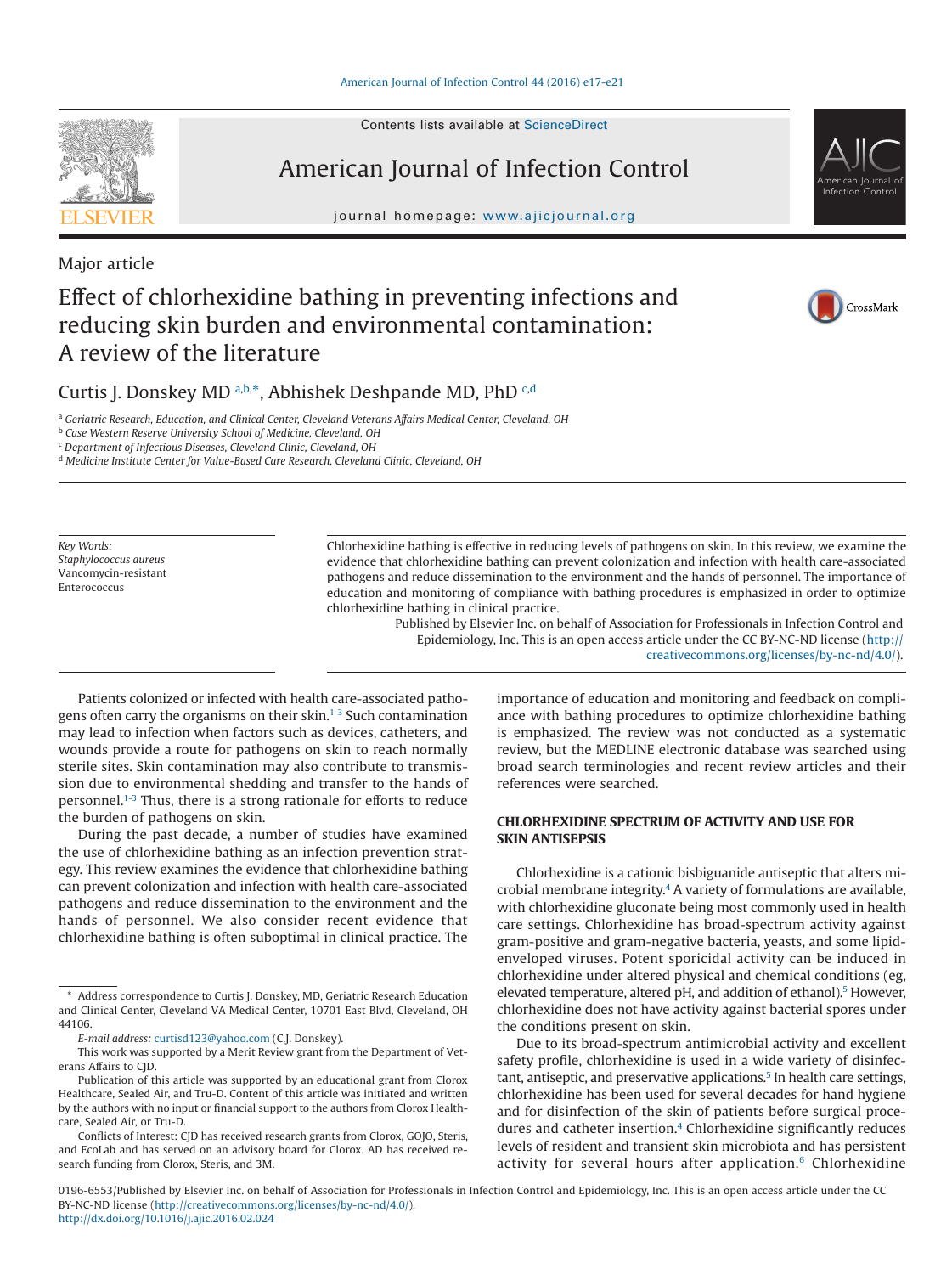Major article

# Effect of chlorhexidine bathing in preventing infections and reducing skin burden and environmental contamination: A review of the literature

Curtis J. Donskey MD [a,b,*], Abhishek Deshpande MD, PhD [c,d]

[a] Geriatric Research, Education, and Clinical Center, Cleveland Veterans Affairs Medical Center, Cleveland, OH
[b] Case Western Reserve University School of Medicine, Cleveland, OH
[c] Department of Infectious Diseases, Cleveland Clinic, Cleveland, OH
[d] Medicine Institute Center for Value-Based Care Research, Cleveland Clinic, Cleveland, OH

*Key Words:*
*Staphylococcus aureus*
Vancomycin-resistant
Enterococcus

Chlorhexidine bathing is effective in reducing levels of pathogens on skin. In this review, we examine the evidence that chlorhexidine bathing can prevent colonization and infection with health care-associated pathogens and reduce dissemination to the environment and the hands of personnel. The importance of education and monitoring of compliance with bathing procedures is emphasized in order to optimize chlorhexidine bathing in clinical practice.

Published by Elsevier Inc. on behalf of Association for Professionals in Infection Control and Epidemiology, Inc. This is an open access article under the CC BY-NC-ND license (http://creativecommons.org/licenses/by-nc-nd/4.0/).

Patients colonized or infected with health care-associated pathogens often carry the organisms on their skin.[1-3] Such contamination may lead to infection when factors such as devices, catheters, and wounds provide a route for pathogens on skin to reach normally sterile sites. Skin contamination may also contribute to transmission due to environmental shedding and transfer to the hands of personnel.[1-3] Thus, there is a strong rationale for efforts to reduce the burden of pathogens on skin.

During the past decade, a number of studies have examined the use of chlorhexidine bathing as an infection prevention strategy. This review examines the evidence that chlorhexidine bathing can prevent colonization and infection with health care-associated pathogens and reduce dissemination to the environment and the hands of personnel. We also consider recent evidence that chlorhexidine bathing is often suboptimal in clinical practice. The importance of education and monitoring and feedback on compliance with bathing procedures to optimize chlorhexidine bathing is emphasized. The review was not conducted as a systematic review, but the MEDLINE electronic database was searched using broad search terminologies and recent review articles and their references were searched.

## CHLORHEXIDINE SPECTRUM OF ACTIVITY AND USE FOR SKIN ANTISEPSIS

Chlorhexidine is a cationic bisbiguanide antiseptic that alters microbial membrane integrity.[4] A variety of formulations are available, with chlorhexidine gluconate being most commonly used in health care settings. Chlorhexidine has broad-spectrum activity against gram-positive and gram-negative bacteria, yeasts, and some lipid-enveloped viruses. Potent sporicidal activity can be induced in chlorhexidine under altered physical and chemical conditions (eg, elevated temperature, altered pH, and addition of ethanol).[5] However, chlorhexidine does not have activity against bacterial spores under the conditions present on skin.

Due to its broad-spectrum antimicrobial activity and excellent safety profile, chlorhexidine is used in a wide variety of disinfectant, antiseptic, and preservative applications.[5] In health care settings, chlorhexidine has been used for several decades for hand hygiene and for disinfection of the skin of patients before surgical procedures and catheter insertion.[4] Chlorhexidine significantly reduces levels of resident and transient skin microbiota and has persistent activity for several hours after application.[6] Chlorhexidine

* Address correspondence to Curtis J. Donskey, MD, Geriatric Research Education and Clinical Center, Cleveland VA Medical Center, 10701 East Blvd, Cleveland, OH 44106.

*E-mail address:* curtisd123@yahoo.com (C.J. Donskey).

This work was supported by a Merit Review grant from the Department of Veterans Affairs to CJD.

Publication of this article was supported by an educational grant from Clorox Healthcare, Sealed Air, and Tru-D. Content of this article was initiated and written by the authors with no input or financial support to the authors from Clorox Healthcare, Sealed Air, or Tru-D.

Conflicts of Interest: CJD has received research grants from Clorox, GOJO, Steris, and EcoLab and has served on an advisory board for Clorox. AD has received research funding from Clorox, Steris, and 3M.

0196-6553/Published by Elsevier Inc. on behalf of Association for Professionals in Infection Control and Epidemiology, Inc. This is an open access article under the CC BY-NC-ND license (http://creativecommons.org/licenses/by-nc-nd/4.0/).
http://dx.doi.org/10.1016/j.ajic.2016.02.024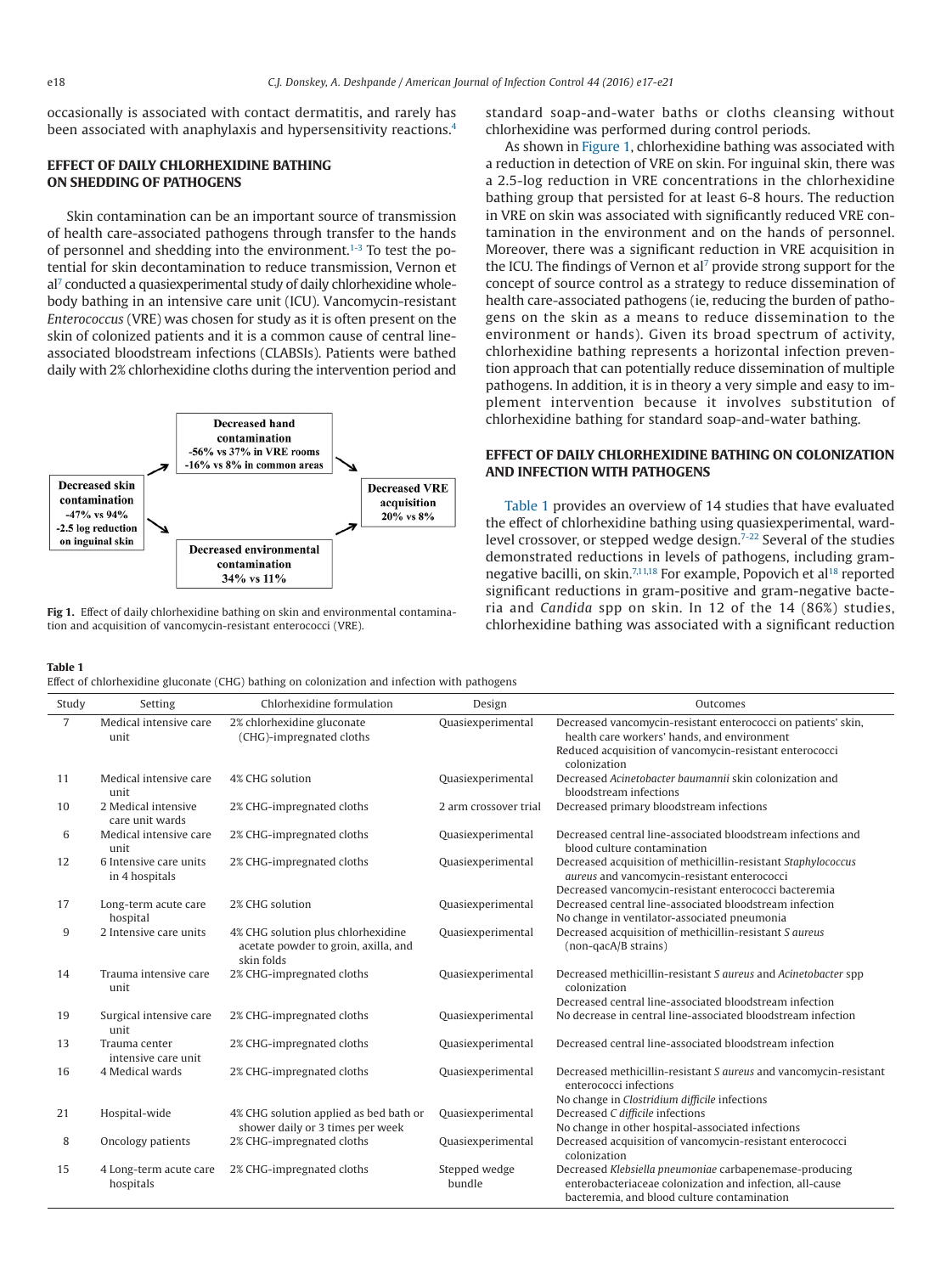occasionally is associated with contact dermatitis, and rarely has been associated with anaphylaxis and hypersensitivity reactions.[4]

## EFFECT OF DAILY CHLORHEXIDINE BATHING ON SHEDDING OF PATHOGENS

Skin contamination can be an important source of transmission of health care-associated pathogens through transfer to the hands of personnel and shedding into the environment.[1-3] To test the potential for skin decontamination to reduce transmission, Vernon et al[7] conducted a quasiexperimental study of daily chlorhexidine whole-body bathing in an intensive care unit (ICU). Vancomycin-resistant *Enterococcus* (VRE) was chosen for study as it is often present on the skin of colonized patients and it is a common cause of central line-associated bloodstream infections (CLABSIs). Patients were bathed daily with 2% chlorhexidine cloths during the intervention period and standard soap-and-water baths or cloths cleansing without chlorhexidine was performed during control periods.

Decreased skin contamination -47% vs 94% -2.5 log reduction on inguinal skin → Decreased hand contamination -56% vs 37% in VRE rooms -16% vs 8% in common areas → Decreased VRE acquisition 20% vs 8%

Decreased skin contamination → Decreased environmental contamination 34% vs 11% → Decreased VRE acquisition

**Fig 1.** Effect of daily chlorhexidine bathing on skin and environmental contamination and acquisition of vancomycin-resistant enterococci (VRE).

As shown in Figure 1, chlorhexidine bathing was associated with a reduction in detection of VRE on skin. For inguinal skin, there was a 2.5-log reduction in VRE concentrations in the chlorhexidine bathing group that persisted for at least 6-8 hours. The reduction in VRE on skin was associated with significantly reduced VRE contamination in the environment and on the hands of personnel. Moreover, there was a significant reduction in VRE acquisition in the ICU. The findings of Vernon et al[7] provide strong support for the concept of source control as a strategy to reduce dissemination of health care-associated pathogens (ie, reducing the burden of pathogens on the skin as a means to reduce dissemination to the environment or hands). Given its broad spectrum of activity, chlorhexidine bathing represents a horizontal infection prevention approach that can potentially reduce dissemination of multiple pathogens. In addition, it is in theory a very simple and easy to implement intervention because it involves substitution of chlorhexidine bathing for standard soap-and-water bathing.

## EFFECT OF DAILY CHLORHEXIDINE BATHING ON COLONIZATION AND INFECTION WITH PATHOGENS

Table 1 provides an overview of 14 studies that have evaluated the effect of chlorhexidine bathing using quasiexperimental, ward-level crossover, or stepped wedge design.[7-22] Several of the studies demonstrated reductions in levels of pathogens, including gram-negative bacilli, on skin.[7,11,18] For example, Popovich et al[18] reported significant reductions in gram-positive and gram-negative bacteria and *Candida* spp on skin. In 12 of the 14 (86%) studies, chlorhexidine bathing was associated with a significant reduction

**Table 1**
Effect of chlorhexidine gluconate (CHG) bathing on colonization and infection with pathogens

| Study | Setting | Chlorhexidine formulation | Design | Outcomes |
|---|---|---|---|---|
| 7 | Medical intensive care unit | 2% chlorhexidine gluconate (CHG)-impregnated cloths | Quasiexperimental | Decreased vancomycin-resistant enterococci on patients' skin, health care workers' hands, and environment<br>Reduced acquisition of vancomycin-resistant enterococci colonization |
| 11 | Medical intensive care unit | 4% CHG solution | Quasiexperimental | Decreased *Acinetobacter baumannii* skin colonization and bloodstream infections |
| 10 | 2 Medical intensive care unit wards | 2% CHG-impregnated cloths | 2 arm crossover trial | Decreased primary bloodstream infections |
| 6 | Medical intensive care unit | 2% CHG-impregnated cloths | Quasiexperimental | Decreased central line-associated bloodstream infections and blood culture contamination |
| 12 | 6 Intensive care units in 4 hospitals | 2% CHG-impregnated cloths | Quasiexperimental | Decreased acquisition of methicillin-resistant *Staphylococcus aureus* and vancomycin-resistant enterococci<br>Decreased vancomycin-resistant enterococci bacteremia |
| 17 | Long-term acute care hospital | 2% CHG solution | Quasiexperimental | Decreased central line-associated bloodstream infection<br>No change in ventilator-associated pneumonia |
| 9 | 2 Intensive care units | 4% CHG solution plus chlorhexidine acetate powder to groin, axilla, and skin folds | Quasiexperimental | Decreased acquisition of methicillin-resistant *S aureus* (non-qacA/B strains) |
| 14 | Trauma intensive care unit | 2% CHG-impregnated cloths | Quasiexperimental | Decreased methicillin-resistant *S aureus* and *Acinetobacter* spp colonization<br>Decreased central line-associated bloodstream infection |
| 19 | Surgical intensive care unit | 2% CHG-impregnated cloths | Quasiexperimental | No decrease in central line-associated bloodstream infection |
| 13 | Trauma center intensive care unit | 2% CHG-impregnated cloths | Quasiexperimental | Decreased central line-associated bloodstream infection |
| 16 | 4 Medical wards | 2% CHG-impregnated cloths | Quasiexperimental | Decreased methicillin-resistant *S aureus* and vancomycin-resistant enterococci infections<br>No change in *Clostridium difficile* infections |
| 21 | Hospital-wide | 4% CHG solution applied as bed bath or shower daily or 3 times per week | Quasiexperimental | Decreased *C difficile* infections<br>No change in other hospital-associated infections |
| 8 | Oncology patients | 2% CHG-impregnated cloths | Quasiexperimental | Decreased acquisition of vancomycin-resistant enterococci colonization |
| 15 | 4 Long-term acute care hospitals | 2% CHG-impregnated cloths | Stepped wedge bundle | Decreased *Klebsiella pneumoniae* carbapenemase-producing enterobacteriaceae colonization and infection, all-cause bacteremia, and blood culture contamination |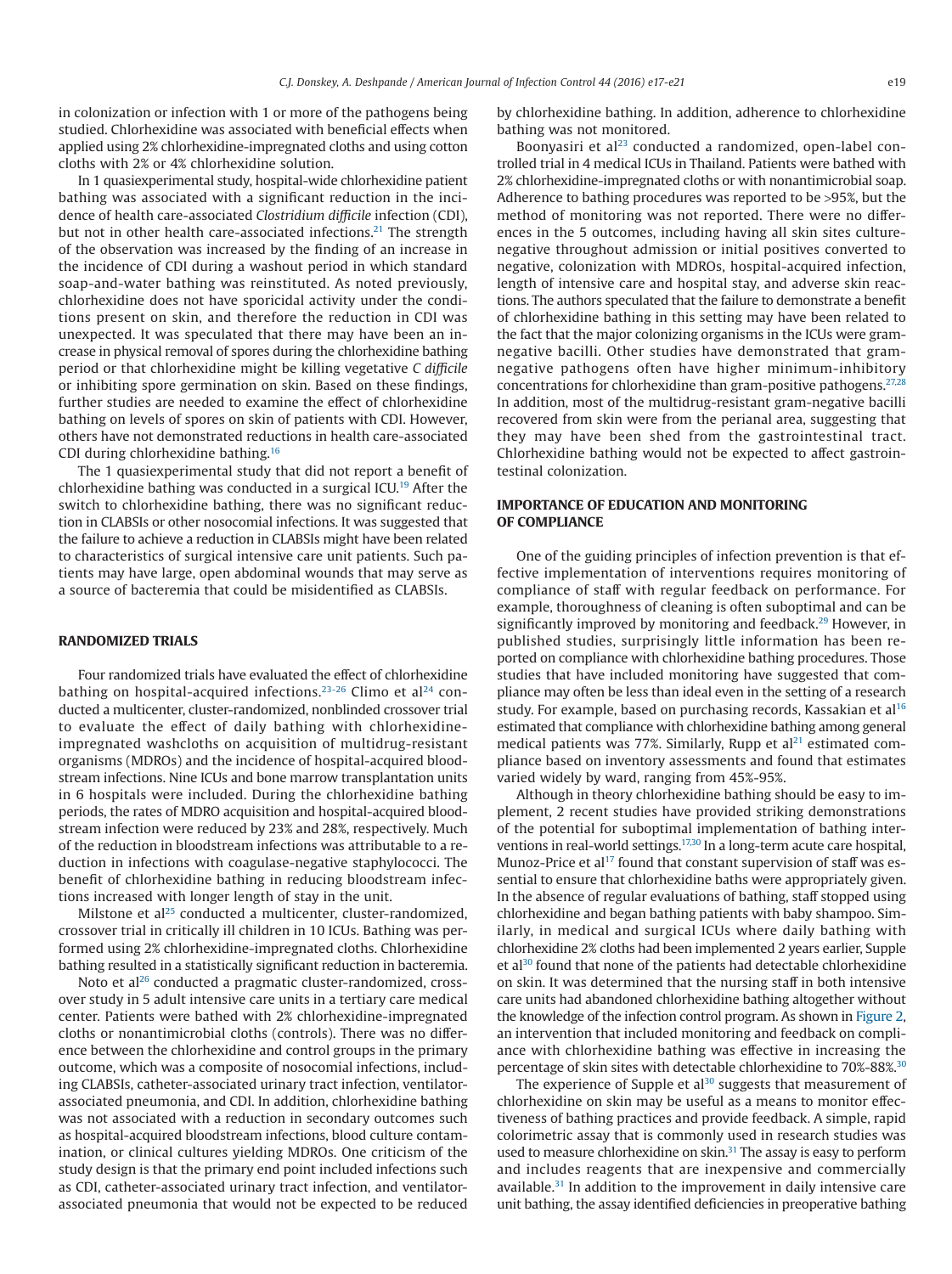in colonization or infection with 1 or more of the pathogens being studied. Chlorhexidine was associated with beneficial effects when applied using 2% chlorhexidine-impregnated cloths and using cotton cloths with 2% or 4% chlorhexidine solution.

In 1 quasiexperimental study, hospital-wide chlorhexidine patient bathing was associated with a significant reduction in the incidence of health care-associated *Clostridium difficile* infection (CDI), but not in other health care-associated infections.[21] The strength of the observation was increased by the finding of an increase in the incidence of CDI during a washout period in which standard soap-and-water bathing was reinstituted. As noted previously, chlorhexidine does not have sporicidal activity under the conditions present on skin, and therefore the reduction in CDI was unexpected. It was speculated that there may have been an increase in physical removal of spores during the chlorhexidine bathing period or that chlorhexidine might be killing vegetative *C difficile* or inhibiting spore germination on skin. Based on these findings, further studies are needed to examine the effect of chlorhexidine bathing on levels of spores on skin of patients with CDI. However, others have not demonstrated reductions in health care-associated CDI during chlorhexidine bathing.[16]

The 1 quasiexperimental study that did not report a benefit of chlorhexidine bathing was conducted in a surgical ICU.[19] After the switch to chlorhexidine bathing, there was no significant reduction in CLABSIs or other nosocomial infections. It was suggested that the failure to achieve a reduction in CLABSIs might have been related to characteristics of surgical intensive care unit patients. Such patients may have large, open abdominal wounds that may serve as a source of bacteremia that could be misidentified as CLABSIs.

## RANDOMIZED TRIALS

Four randomized trials have evaluated the effect of chlorhexidine bathing on hospital-acquired infections.[23-26] Climo et al[24] conducted a multicenter, cluster-randomized, nonblinded crossover trial to evaluate the effect of daily bathing with chlorhexidine-impregnated washcloths on acquisition of multidrug-resistant organisms (MDROs) and the incidence of hospital-acquired bloodstream infections. Nine ICUs and bone marrow transplantation units in 6 hospitals were included. During the chlorhexidine bathing periods, the rates of MDRO acquisition and hospital-acquired bloodstream infection were reduced by 23% and 28%, respectively. Much of the reduction in bloodstream infections was attributable to a reduction in infections with coagulase-negative staphylococci. The benefit of chlorhexidine bathing in reducing bloodstream infections increased with longer length of stay in the unit.

Milstone et al[25] conducted a multicenter, cluster-randomized, crossover trial in critically ill children in 10 ICUs. Bathing was performed using 2% chlorhexidine-impregnated cloths. Chlorhexidine bathing resulted in a statistically significant reduction in bacteremia.

Noto et al[26] conducted a pragmatic cluster-randomized, crossover study in 5 adult intensive care units in a tertiary care medical center. Patients were bathed with 2% chlorhexidine-impregnated cloths or nonantimicrobial cloths (controls). There was no difference between the chlorhexidine and control groups in the primary outcome, which was a composite of nosocomial infections, including CLABSIs, catheter-associated urinary tract infection, ventilator-associated pneumonia, and CDI. In addition, chlorhexidine bathing was not associated with a reduction in secondary outcomes such as hospital-acquired bloodstream infections, blood culture contamination, or clinical cultures yielding MDROs. One criticism of the study design is that the primary end point included infections such as CDI, catheter-associated urinary tract infection, and ventilator-associated pneumonia that would not be expected to be reduced by chlorhexidine bathing. In addition, adherence to chlorhexidine bathing was not monitored.

Boonyasiri et al[23] conducted a randomized, open-label controlled trial in 4 medical ICUs in Thailand. Patients were bathed with 2% chlorhexidine-impregnated cloths or with nonantimicrobial soap. Adherence to bathing procedures was reported to be >95%, but the method of monitoring was not reported. There were no differences in the 5 outcomes, including having all skin sites culture-negative throughout admission or initial positives converted to negative, colonization with MDROs, hospital-acquired infection, length of intensive care and hospital stay, and adverse skin reactions. The authors speculated that the failure to demonstrate a benefit of chlorhexidine bathing in this setting may have been related to the fact that the major colonizing organisms in the ICUs were gram-negative bacilli. Other studies have demonstrated that gram-negative pathogens often have higher minimum-inhibitory concentrations for chlorhexidine than gram-positive pathogens.[27,28] In addition, most of the multidrug-resistant gram-negative bacilli recovered from skin were from the perianal area, suggesting that they may have been shed from the gastrointestinal tract. Chlorhexidine bathing would not be expected to affect gastrointestinal colonization.

## IMPORTANCE OF EDUCATION AND MONITORING OF COMPLIANCE

One of the guiding principles of infection prevention is that effective implementation of interventions requires monitoring of compliance of staff with regular feedback on performance. For example, thoroughness of cleaning is often suboptimal and can be significantly improved by monitoring and feedback.[29] However, in published studies, surprisingly little information has been reported on compliance with chlorhexidine bathing procedures. Those studies that have included monitoring have suggested that compliance may often be less than ideal even in the setting of a research study. For example, based on purchasing records, Kassakian et al[16] estimated that compliance with chlorhexidine bathing among general medical patients was 77%. Similarly, Rupp et al[21] estimated compliance based on inventory assessments and found that estimates varied widely by ward, ranging from 45%-95%.

Although in theory chlorhexidine bathing should be easy to implement, 2 recent studies have provided striking demonstrations of the potential for suboptimal implementation of bathing interventions in real-world settings.[17,30] In a long-term acute care hospital, Munoz-Price et al[17] found that constant supervision of staff was essential to ensure that chlorhexidine baths were appropriately given. In the absence of regular evaluations of bathing, staff stopped using chlorhexidine and began bathing patients with baby shampoo. Similarly, in medical and surgical ICUs where daily bathing with chlorhexidine 2% cloths had been implemented 2 years earlier, Supple et al[30] found that none of the patients had detectable chlorhexidine on skin. It was determined that the nursing staff in both intensive care units had abandoned chlorhexidine bathing altogether without the knowledge of the infection control program. As shown in Figure 2, an intervention that included monitoring and feedback on compliance with chlorhexidine bathing was effective in increasing the percentage of skin sites with detectable chlorhexidine to 70%-88%.[30]

The experience of Supple et al[30] suggests that measurement of chlorhexidine on skin may be useful as a means to monitor effectiveness of bathing practices and provide feedback. A simple, rapid colorimetric assay that is commonly used in research studies was used to measure chlorhexidine on skin.[31] The assay is easy to perform and includes reagents that are inexpensive and commercially available.[31] In addition to the improvement in daily intensive care unit bathing, the assay identified deficiencies in preoperative bathing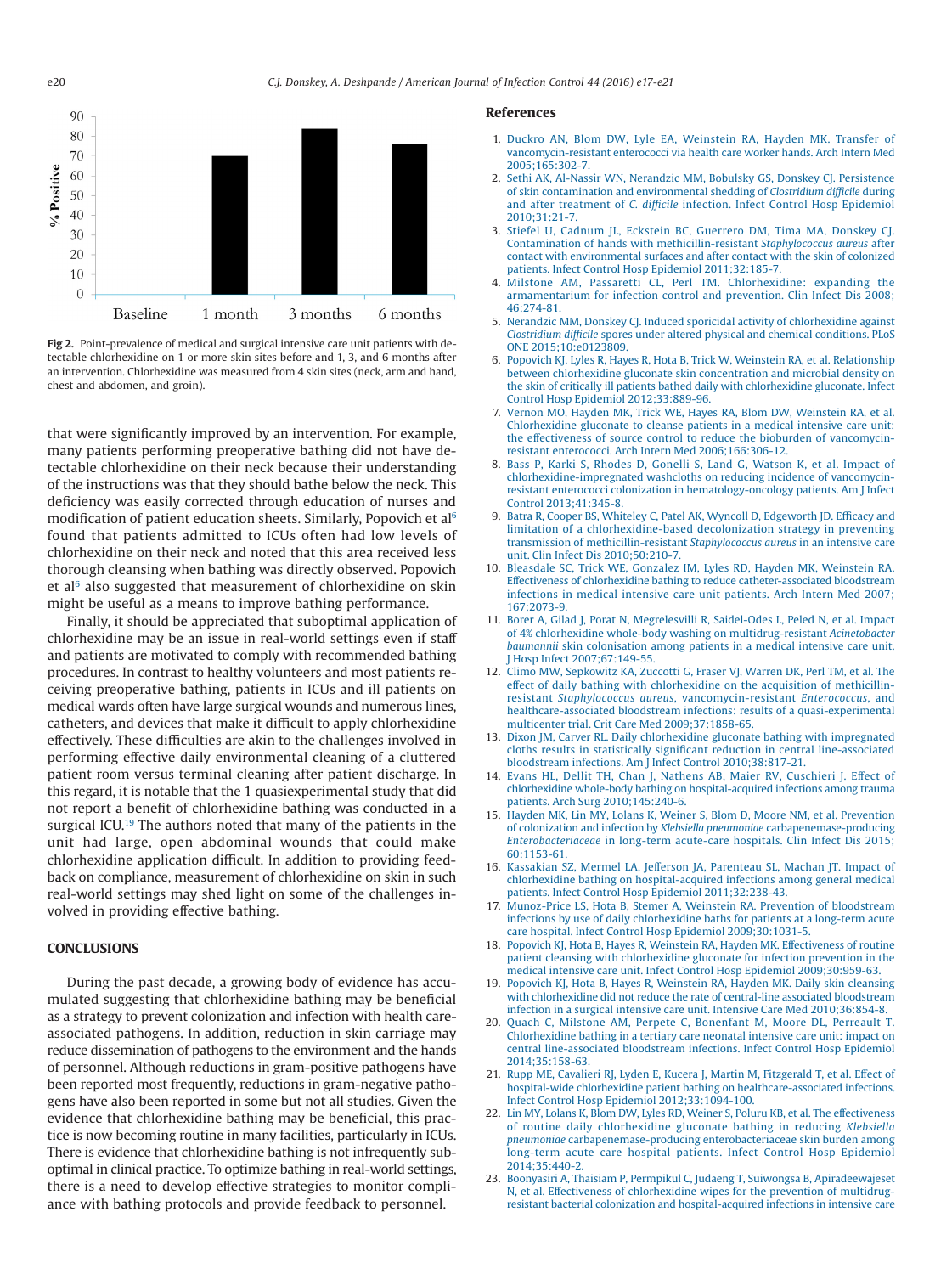Fig 2. Point-prevalence of medical and surgical intensive care unit patients with detectable chlorhexidine on 1 or more skin sites before and 1, 3, and 6 months after an intervention. Chlorhexidine was measured from 4 skin sites (neck, arm and hand, chest and abdomen, and groin).

that were significantly improved by an intervention. For example, many patients performing preoperative bathing did not have detectable chlorhexidine on their neck because their understanding of the instructions was that they should bathe below the neck. This deficiency was easily corrected through education of nurses and modification of patient education sheets. Similarly, Popovich et al[6] found that patients admitted to ICUs often had low levels of chlorhexidine on their neck and noted that this area received less thorough cleansing when bathing was directly observed. Popovich et al[6] also suggested that measurement of chlorhexidine on skin might be useful as a means to improve bathing performance.

Finally, it should be appreciated that suboptimal application of chlorhexidine may be an issue in real-world settings even if staff and patients are motivated to comply with recommended bathing procedures. In contrast to healthy volunteers and most patients receiving preoperative bathing, patients in ICUs and ill patients on medical wards often have large surgical wounds and numerous lines, catheters, and devices that make it difficult to apply chlorhexidine effectively. These difficulties are akin to the challenges involved in performing effective daily environmental cleaning of a cluttered patient room versus terminal cleaning after patient discharge. In this regard, it is notable that the 1 quasiexperimental study that did not report a benefit of chlorhexidine bathing was conducted in a surgical ICU.[19] The authors noted that many of the patients in the unit had large, open abdominal wounds that could make chlorhexidine application difficult. In addition to providing feedback on compliance, measurement of chlorhexidine on skin in such real-world settings may shed light on some of the challenges involved in providing effective bathing.

## CONCLUSIONS

During the past decade, a growing body of evidence has accumulated suggesting that chlorhexidine bathing may be beneficial as a strategy to prevent colonization and infection with health care-associated pathogens. In addition, reduction in skin carriage may reduce dissemination of pathogens to the environment and the hands of personnel. Although reductions in gram-positive pathogens have been reported most frequently, reductions in gram-negative pathogens have also been reported in some but not all studies. Given the evidence that chlorhexidine bathing may be beneficial, this practice is now becoming routine in many facilities, particularly in ICUs. There is evidence that chlorhexidine bathing is not infrequently suboptimal in clinical practice. To optimize bathing in real-world settings, there is a need to develop effective strategies to monitor compliance with bathing protocols and provide feedback to personnel.

## References

1. Duckro AN, Blom DW, Lyle EA, Weinstein RA, Hayden MK. Transfer of vancomycin-resistant enterococci via health care worker hands. Arch Intern Med 2005;165:302-7.
2. Sethi AK, Al-Nassir WN, Nerandzic MM, Bobulsky GS, Donskey CJ. Persistence of skin contamination and environmental shedding of *Clostridium difficile* during and after treatment of *C. difficile* infection. Infect Control Hosp Epidemiol 2010;31:21-7.
3. Stiefel U, Cadnum JL, Eckstein BC, Guerrero DM, Tima MA, Donskey CJ. Contamination of hands with methicillin-resistant *Staphylococcus aureus* after contact with environmental surfaces and after contact with the skin of colonized patients. Infect Control Hosp Epidemiol 2011;32:185-7.
4. Milstone AM, Passaretti CL, Perl TM. Chlorhexidine: expanding the armamentarium for infection control and prevention. Clin Infect Dis 2008; 46:274-81.
5. Nerandzic MM, Donskey CJ. Induced sporicidal activity of chlorhexidine against *Clostridium difficile* spores under altered physical and chemical conditions. PLoS ONE 2015;10:e0123809.
6. Popovich KJ, Lyles R, Hayes R, Hota B, Trick W, Weinstein RA, et al. Relationship between chlorhexidine gluconate skin concentration and microbial density on the skin of critically ill patients bathed daily with chlorhexidine gluconate. Infect Control Hosp Epidemiol 2012;33:889-96.
7. Vernon MO, Hayden MK, Trick WE, Hayes RA, Blom DW, Weinstein RA, et al. Chlorhexidine gluconate to cleanse patients in a medical intensive care unit: the effectiveness of source control to reduce the bioburden of vancomycin-resistant enterococci. Arch Intern Med 2006;166:306-12.
8. Bass P, Karki S, Rhodes D, Gonelli S, Land G, Watson K, et al. Impact of chlorhexidine-impregnated washcloths on reducing incidence of vancomycin-resistant enterococci colonization in hematology-oncology patients. Am J Infect Control 2013;41:345-8.
9. Batra R, Cooper BS, Whiteley C, Patel AK, Wyncoll D, Edgeworth JD. Efficacy and limitation of a chlorhexidine-based decolonization strategy in preventing transmission of methicillin-resistant *Staphylococcus aureus* in an intensive care unit. Clin Infect Dis 2010;50:210-7.
10. Bleasdale SC, Trick WE, Gonzalez IM, Lyles RD, Hayden MK, Weinstein RA. Effectiveness of chlorhexidine bathing to reduce catheter-associated bloodstream infections in medical intensive care unit patients. Arch Intern Med 2007; 167:2073-9.
11. Borer A, Gilad J, Porat N, Megrelesvilli R, Saidel-Odes L, Peled N, et al. Impact of 4% chlorhexidine whole-body washing on multidrug-resistant *Acinetobacter baumannii* skin colonisation among patients in a medical intensive care unit. J Hosp Infect 2007;67:149-55.
12. Climo MW, Sepkowitz KA, Zuccotti G, Fraser VJ, Warren DK, Perl TM, et al. The effect of daily bathing with chlorhexidine on the acquisition of methicillin-resistant *Staphylococcus aureus*, vancomycin-resistant *Enterococcus*, and healthcare-associated bloodstream infections: results of a quasi-experimental multicenter trial. Crit Care Med 2009;37:1858-65.
13. Dixon JM, Carver RL. Daily chlorhexidine gluconate bathing with impregnated cloths results in statistically significant reduction in central line-associated bloodstream infections. Am J Infect Control 2010;38:817-21.
14. Evans HL, Dellit TH, Chan J, Nathens AB, Maier RV, Cuschieri J. Effect of chlorhexidine whole-body bathing on hospital-acquired infections among trauma patients. Arch Surg 2010;145:240-6.
15. Hayden MK, Lin MY, Lolans K, Weiner S, Blom D, Moore NM, et al. Prevention of colonization and infection by *Klebsiella pneumoniae* carbapenemase-producing *Enterobacteriaceae* in long-term acute-care hospitals. Clin Infect Dis 2015; 60:1153-61.
16. Kassakian SZ, Mermel LA, Jefferson JA, Parenteau SL, Machan JT. Impact of chlorhexidine bathing on hospital-acquired infections among general medical patients. Infect Control Hosp Epidemiol 2011;32:238-43.
17. Munoz-Price LS, Hota B, Stemer A, Weinstein RA. Prevention of bloodstream infections by use of daily chlorhexidine baths for patients at a long-term acute care hospital. Infect Control Hosp Epidemiol 2009;30:1031-5.
18. Popovich KJ, Hota B, Hayes R, Weinstein RA, Hayden MK. Effectiveness of routine patient cleansing with chlorhexidine gluconate for infection prevention in the medical intensive care unit. Infect Control Hosp Epidemiol 2009;30:959-63.
19. Popovich KJ, Hota B, Hayes R, Weinstein RA, Hayden MK. Daily skin cleansing with chlorhexidine did not reduce the rate of central-line associated bloodstream infection in a surgical intensive care unit. Intensive Care Med 2010;36:854-8.
20. Quach C, Milstone AM, Perpete C, Bonenfant M, Moore DL, Perreault T. Chlorhexidine bathing in a tertiary care neonatal intensive care unit: impact on central line-associated bloodstream infections. Infect Control Hosp Epidemiol 2014;35:158-63.
21. Rupp ME, Cavalieri RJ, Lyden E, Kucera J, Martin M, Fitzgerald T, et al. Effect of hospital-wide chlorhexidine patient bathing on healthcare-associated infections. Infect Control Hosp Epidemiol 2012;33:1094-100.
22. Lin MY, Lolans K, Blom DW, Lyles RD, Weiner S, Poluru KB, et al. The effectiveness of routine daily chlorhexidine gluconate bathing in reducing *Klebsiella pneumoniae* carbapenemase-producing enterobacteriaceae skin burden among long-term acute care hospital patients. Infect Control Hosp Epidemiol 2014;35:440-2.
23. Boonyasiri A, Thaisiam P, Permpikul C, Judaeng T, Suiwongsa B, Apiradeewajeset N, et al. Effectiveness of chlorhexidine wipes for the prevention of multidrug-resistant bacterial colonization and hospital-acquired infections in intensive care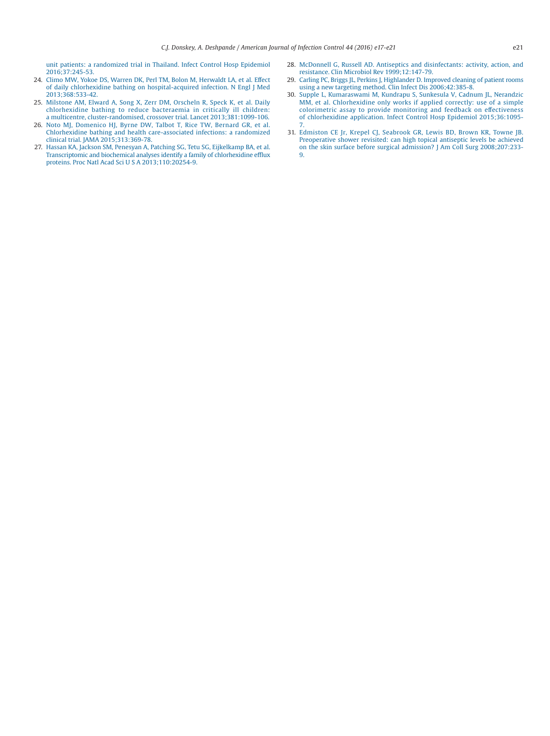unit patients: a randomized trial in Thailand. Infect Control Hosp Epidemiol 2016;37:245-53.

24. Climo MW, Yokoe DS, Warren DK, Perl TM, Bolon M, Herwaldt LA, et al. Effect of daily chlorhexidine bathing on hospital-acquired infection. N Engl J Med 2013;368:533-42.
25. Milstone AM, Elward A, Song X, Zerr DM, Orscheln R, Speck K, et al. Daily chlorhexidine bathing to reduce bacteraemia in critically ill children: a multicentre, cluster-randomised, crossover trial. Lancet 2013;381:1099-106.
26. Noto MJ, Domenico HJ, Byrne DW, Talbot T, Rice TW, Bernard GR, et al. Chlorhexidine bathing and health care-associated infections: a randomized clinical trial. JAMA 2015;313:369-78.
27. Hassan KA, Jackson SM, Penesyan A, Patching SG, Tetu SG, Eijkelkamp BA, et al. Transcriptomic and biochemical analyses identify a family of chlorhexidine efflux proteins. Proc Natl Acad Sci U S A 2013;110:20254-9.
28. McDonnell G, Russell AD. Antiseptics and disinfectants: activity, action, and resistance. Clin Microbiol Rev 1999;12:147-79.
29. Carling PC, Briggs JL, Perkins J, Highlander D. Improved cleaning of patient rooms using a new targeting method. Clin Infect Dis 2006;42:385-8.
30. Supple L, Kumaraswami M, Kundrapu S, Sunkesula V, Cadnum JL, Nerandzic MM, et al. Chlorhexidine only works if applied correctly: use of a simple colorimetric assay to provide monitoring and feedback on effectiveness of chlorhexidine application. Infect Control Hosp Epidemiol 2015;36:1095-7.
31. Edmiston CE Jr, Krepel CJ, Seabrook GR, Lewis BD, Brown KR, Towne JB. Preoperative shower revisited: can high topical antiseptic levels be achieved on the skin surface before surgical admission? J Am Coll Surg 2008;207:233-9.